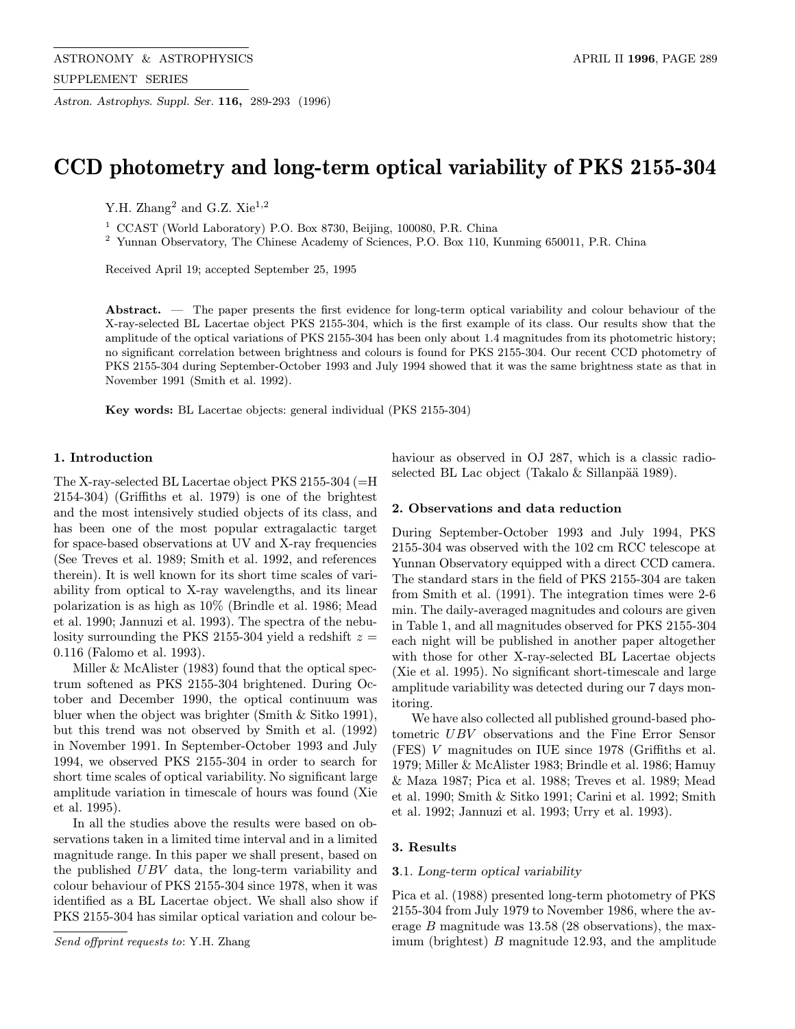# CCD photometry and long-term optical variability of PKS 2155-304

Y.H. Zhang[2] and G.Z. Xie[1,2]

[1] CCAST (World Laboratory) P.O. Box 8730, Beijing, 100080, P.R. China
[2] Yunnan Observatory, The Chinese Academy of Sciences, P.O. Box 110, Kunming 650011, P.R. China

Received April 19; accepted September 25, 1995

**Abstract.** — The paper presents the first evidence for long-term optical variability and colour behaviour of the X-ray-selected BL Lacertae object PKS 2155-304, which is the first example of its class. Our results show that the amplitude of the optical variations of PKS 2155-304 has been only about 1.4 magnitudes from its photometric history; no significant correlation between brightness and colours is found for PKS 2155-304. Our recent CCD photometry of PKS 2155-304 during September-October 1993 and July 1994 showed that it was the same brightness state as that in November 1991 (Smith et al. 1992).

**Key words:** BL Lacertae objects: general individual (PKS 2155-304)

## 1. Introduction

The X-ray-selected BL Lacertae object PKS 2155-304 (=H 2154-304) (Griffiths et al. 1979) is one of the brightest and the most intensively studied objects of its class, and has been one of the most popular extragalactic target for space-based observations at UV and X-ray frequencies (See Treves et al. 1989; Smith et al. 1992, and references therein). It is well known for its short time scales of variability from optical to X-ray wavelengths, and its linear polarization is as high as 10% (Brindle et al. 1986; Mead et al. 1990; Jannuzi et al. 1993). The spectra of the nebulosity surrounding the PKS 2155-304 yield a redshift $z = 0.116$ (Falomo et al. 1993).

Miller & McAlister (1983) found that the optical spectrum softened as PKS 2155-304 brightened. During October and December 1990, the optical continuum was bluer when the object was brighter (Smith & Sitko 1991), but this trend was not observed by Smith et al. (1992) in November 1991. In September-October 1993 and July 1994, we observed PKS 2155-304 in order to search for short time scales of optical variability. No significant large amplitude variation in timescale of hours was found (Xie et al. 1995).

In all the studies above the results were based on observations taken in a limited time interval and in a limited magnitude range. In this paper we shall present, based on the published $UBV$ data, the long-term variability and colour behaviour of PKS 2155-304 since 1978, when it was identified as a BL Lacertae object. We shall also show if PKS 2155-304 has similar optical variation and colour behaviour as observed in OJ 287, which is a classic radio-selected BL Lac object (Takalo & Sillanpää 1989).

## 2. Observations and data reduction

During September-October 1993 and July 1994, PKS 2155-304 was observed with the 102 cm RCC telescope at Yunnan Observatory equipped with a direct CCD camera. The standard stars in the field of PKS 2155-304 are taken from Smith et al. (1991). The integration times were 2-6 min. The daily-averaged magnitudes and colours are given in Table 1, and all magnitudes observed for PKS 2155-304 each night will be published in another paper altogether with those for other X-ray-selected BL Lacertae objects (Xie et al. 1995). No significant short-timescale and large amplitude variability was detected during our 7 days monitoring.

We have also collected all published ground-based photometric $UBV$ observations and the Fine Error Sensor (FES) $V$ magnitudes on IUE since 1978 (Griffiths et al. 1979; Miller & McAlister 1983; Brindle et al. 1986; Hamuy & Maza 1987; Pica et al. 1988; Treves et al. 1989; Mead et al. 1990; Smith & Sitko 1991; Carini et al. 1992; Smith et al. 1992; Jannuzi et al. 1993; Urry et al. 1993).

## 3. Results

### 3.1. *Long-term optical variability*

Pica et al. (1988) presented long-term photometry of PKS 2155-304 from July 1979 to November 1986, where the average $B$ magnitude was 13.58 (28 observations), the maximum (brightest) $B$ magnitude 12.93, and the amplitude

*Send offprint requests to*: Y.H. Zhang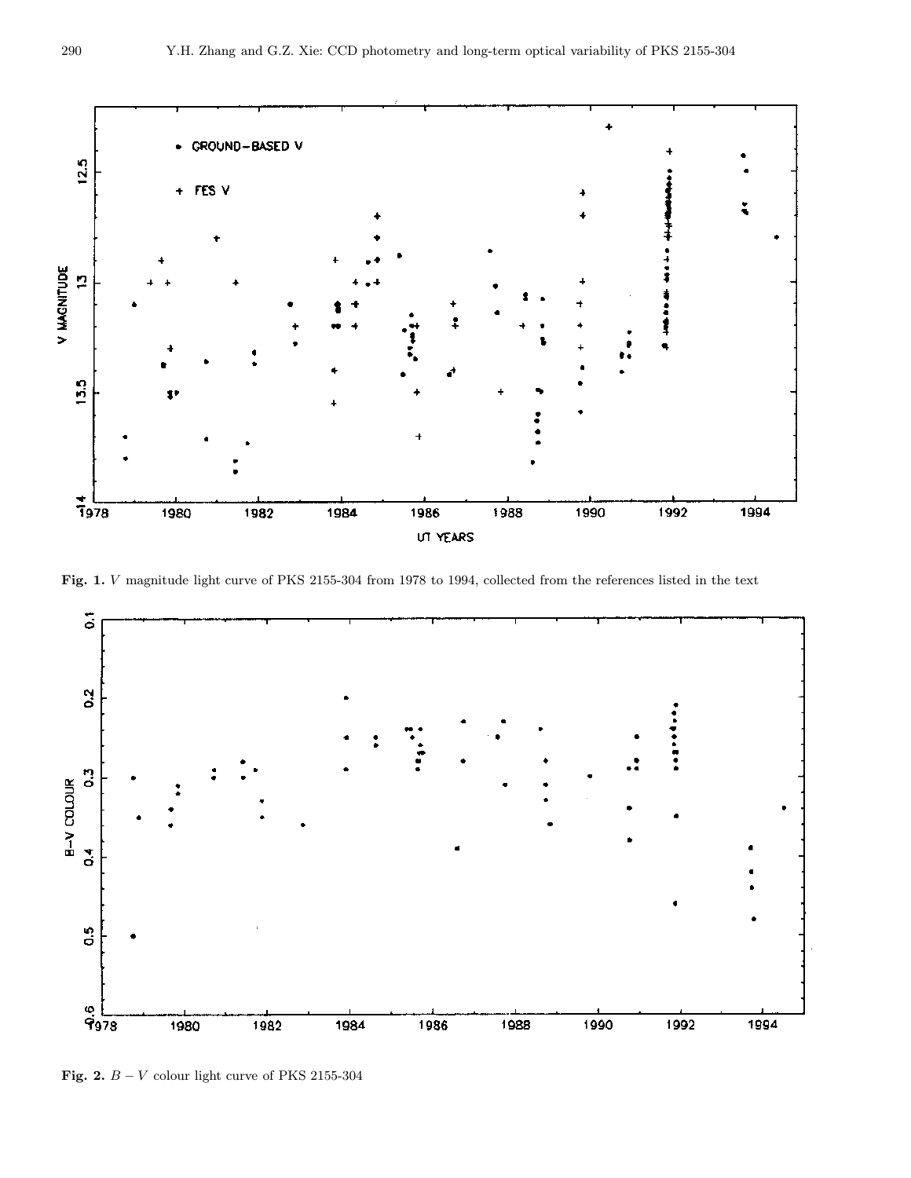**Fig. 1.** $V$ magnitude light curve of PKS 2155-304 from 1978 to 1994, collected from the references listed in the text

**Fig. 2.** $B - V$ colour light curve of PKS 2155-304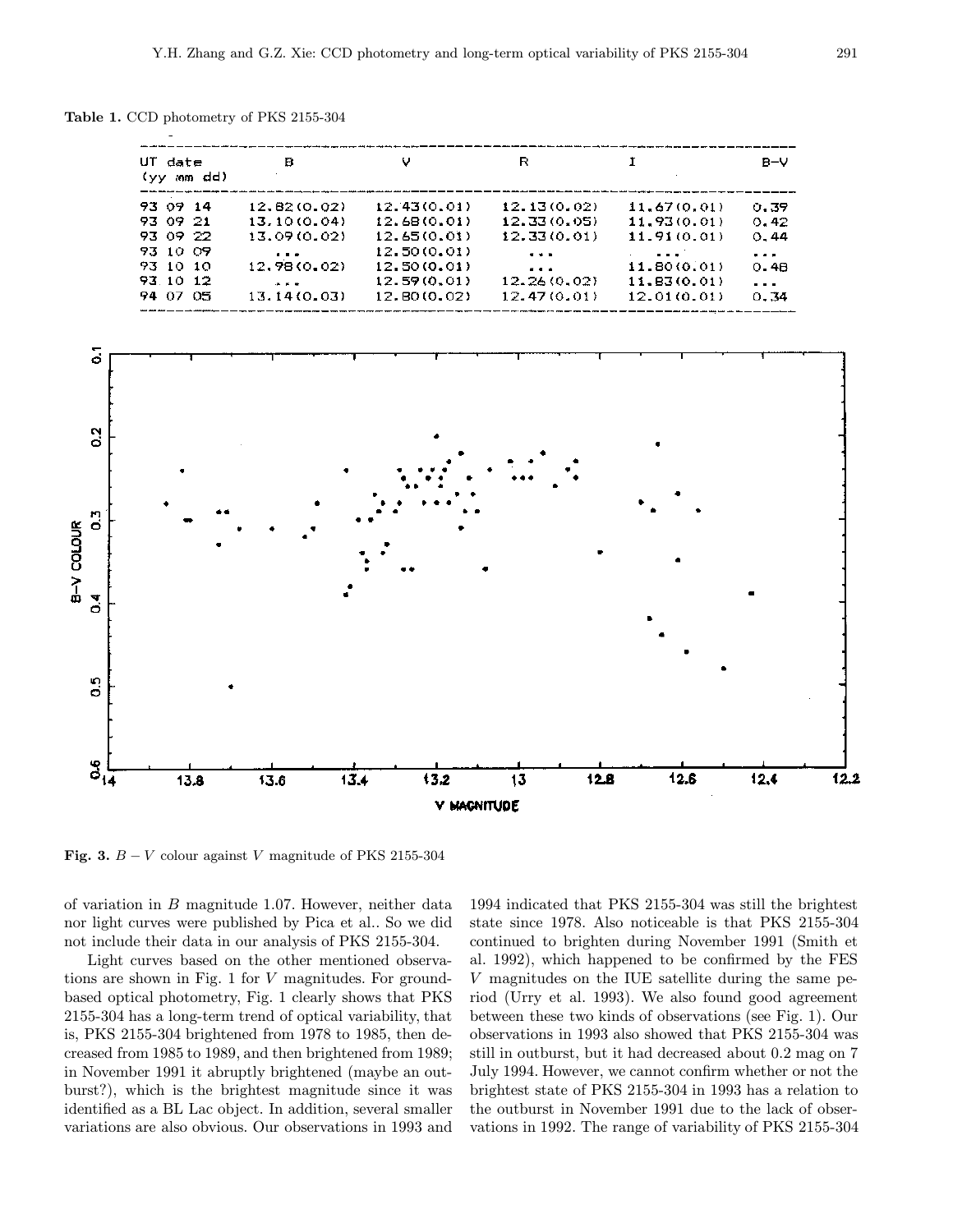**Table 1.** CCD photometry of PKS 2155-304

| UT date (yy mm dd) | B | V | R | I | B−V |
|---|---|---|---|---|---|
| 93 09 14 | 12.82(0.02) | 12.43(0.01) | 12.13(0.02) | 11.67(0.01) | 0.39 |
| 93 09 21 | 13.10(0.04) | 12.68(0.01) | 12.33(0.05) | 11.93(0.01) | 0.42 |
| 93 09 22 | 13.09(0.02) | 12.65(0.01) | 12.33(0.01) | 11.91(0.01) | 0.44 |
| 93 10 09 | ... | 12.50(0.01) | ... | ... | ... |
| 93 10 10 | 12.98(0.02) | 12.50(0.01) | ... | 11.80(0.01) | 0.48 |
| 93 10 12 | ... | 12.59(0.01) | 12.26(0.02) | 11.83(0.01) | ... |
| 94 07 05 | 13.14(0.03) | 12.80(0.02) | 12.47(0.01) | 12.01(0.01) | 0.34 |

**Fig. 3.** $B-V$ colour against $V$ magnitude of PKS 2155-304

of variation in $B$ magnitude 1.07. However, neither data nor light curves were published by Pica et al.. So we did not include their data in our analysis of PKS 2155-304.

Light curves based on the other mentioned observations are shown in Fig. 1 for $V$ magnitudes. For ground-based optical photometry, Fig. 1 clearly shows that PKS 2155-304 has a long-term trend of optical variability, that is, PKS 2155-304 brightened from 1978 to 1985, then decreased from 1985 to 1989, and then brightened from 1989; in November 1991 it abruptly brightened (maybe an outburst?), which is the brightest magnitude since it was identified as a BL Lac object. In addition, several smaller variations are also obvious. Our observations in 1993 and 1994 indicated that PKS 2155-304 was still the brightest state since 1978. Also noticeable is that PKS 2155-304 continued to brighten during November 1991 (Smith et al. 1992), which happened to be confirmed by the FES $V$ magnitudes on the IUE satellite during the same period (Urry et al. 1993). We also found good agreement between these two kinds of observations (see Fig. 1). Our observations in 1993 also showed that PKS 2155-304 was still in outburst, but it had decreased about 0.2 mag on 7 July 1994. However, we cannot confirm whether or not the brightest state of PKS 2155-304 in 1993 has a relation to the outburst in November 1991 due to the lack of observations in 1992. The range of variability of PKS 2155-304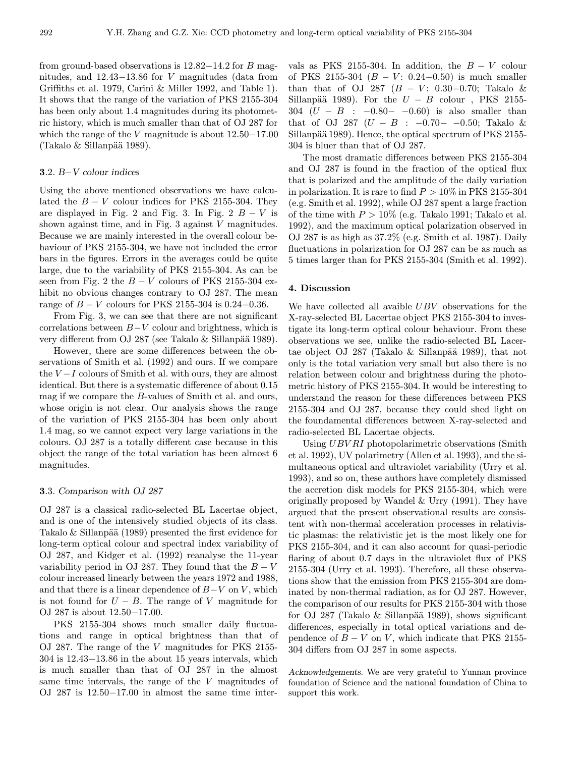from ground-based observations is 12.82−14.2 for $B$ magnitudes, and 12.43−13.86 for $V$ magnitudes (data from Griffiths et al. 1979, Carini & Miller 1992, and Table 1). It shows that the range of the variation of PKS 2155-304 has been only about 1.4 magnitudes during its photometric history, which is much smaller than that of OJ 287 for which the range of the $V$ magnitude is about 12.50−17.00 (Takalo & Sillanpää 1989).

### 3.2. $B-V$ colour indices

Using the above mentioned observations we have calculated the $B-V$ colour indices for PKS 2155-304. They are displayed in Fig. 2 and Fig. 3. In Fig. 2 $B-V$ is shown against time, and in Fig. 3 against $V$ magnitudes. Because we are mainly interested in the overall colour behaviour of PKS 2155-304, we have not included the error bars in the figures. Errors in the averages could be quite large, due to the variability of PKS 2155-304. As can be seen from Fig. 2 the $B-V$ colours of PKS 2155-304 exhibit no obvious changes contrary to OJ 287. The mean range of $B-V$ colours for PKS 2155-304 is 0.24−0.36.

From Fig. 3, we can see that there are not significant correlations between $B-V$ colour and brightness, which is very different from OJ 287 (see Takalo & Sillanpää 1989).

However, there are some differences between the observations of Smith et al. (1992) and ours. If we compare the $V-I$ colours of Smith et al. with ours, they are almost identical. But there is a systematic difference of about 0.15 mag if we compare the $B$-values of Smith et al. and ours, whose origin is not clear. Our analysis shows the range of the variation of PKS 2155-304 has been only about 1.4 mag, so we cannot expect very large variations in the colours. OJ 287 is a totally different case because in this object the range of the total variation has been almost 6 magnitudes.

### 3.3. *Comparison with OJ 287*

OJ 287 is a classical radio-selected BL Lacertae object, and is one of the intensively studied objects of its class. Takalo & Sillanpää (1989) presented the first evidence for long-term optical colour and spectral index variability of OJ 287, and Kidger et al. (1992) reanalyse the 11-year variability period in OJ 287. They found that the $B-V$ colour increased linearly between the years 1972 and 1988, and that there is a linear dependence of $B-V$ on $V$, which is not found for $U-B$. The range of $V$ magnitude for OJ 287 is about 12.50−17.00.

PKS 2155-304 shows much smaller daily fluctuations and range in optical brightness than that of OJ 287. The range of the $V$ magnitudes for PKS 2155-304 is 12.43−13.86 in the about 15 years intervals, which is much smaller than that of OJ 287 in the almost same time intervals, the range of the $V$ magnitudes of OJ 287 is 12.50−17.00 in almost the same time intervals as PKS 2155-304. In addition, the $B-V$ colour of PKS 2155-304 ($B-V$: 0.24−0.50) is much smaller than that of OJ 287 ($B-V$: 0.30−0.70; Takalo & Sillanpää 1989). For the $U-B$ colour , PKS 2155-304 ($U-B$ : −0.80− −0.60) is also smaller than that of OJ 287 ($U-B$ : −0.70− −0.50; Takalo & Sillanpää 1989). Hence, the optical spectrum of PKS 2155-304 is bluer than that of OJ 287.

The most dramatic differences between PKS 2155-304 and OJ 287 is found in the fraction of the optical flux that is polarized and the amplitude of the daily variation in polarization. It is rare to find $P > 10\%$ in PKS 2155-304 (e.g. Smith et al. 1992), while OJ 287 spent a large fraction of the time with $P > 10\%$ (e.g. Takalo 1991; Takalo et al. 1992), and the maximum optical polarization observed in OJ 287 is as high as 37.2% (e.g. Smith et al. 1987). Daily fluctuations in polarization for OJ 287 can be as much as 5 times larger than for PKS 2155-304 (Smith et al. 1992).

## 4. Discussion

We have collected all avaible $UBV$ observations for the X-ray-selected BL Lacertae object PKS 2155-304 to investigate its long-term optical colour behaviour. From these observations we see, unlike the radio-selected BL Lacertae object OJ 287 (Takalo & Sillanpää 1989), that not only is the total variation very small but also there is no relation between colour and brightness during the photometric history of PKS 2155-304. It would be interesting to understand the reason for these differences between PKS 2155-304 and OJ 287, because they could shed light on the foundamental differences between X-ray-selected and radio-selected BL Lacertae objects.

Using $UBVRI$ photopolarimetric observations (Smith et al. 1992), UV polarimetry (Allen et al. 1993), and the simultaneous optical and ultraviolet variability (Urry et al. 1993), and so on, these authors have completely dismissed the accretion disk models for PKS 2155-304, which were originally proposed by Wandel & Urry (1991). They have argued that the present observational results are consistent with non-thermal acceleration processes in relativistic plasmas: the relativistic jet is the most likely one for PKS 2155-304, and it can also account for quasi-periodic flaring of about 0.7 days in the ultraviolet flux of PKS 2155-304 (Urry et al. 1993). Therefore, all these observations show that the emission from PKS 2155-304 are dominated by non-thermal radiation, as for OJ 287. However, the comparison of our results for PKS 2155-304 with those for OJ 287 (Takalo & Sillanpää 1989), shows significant differences, especially in total optical variations and dependence of $B-V$ on $V$, which indicate that PKS 2155-304 differs from OJ 287 in some aspects.

*Acknowledgements.* We are very grateful to Yunnan province foundation of Science and the national foundation of China to support this work.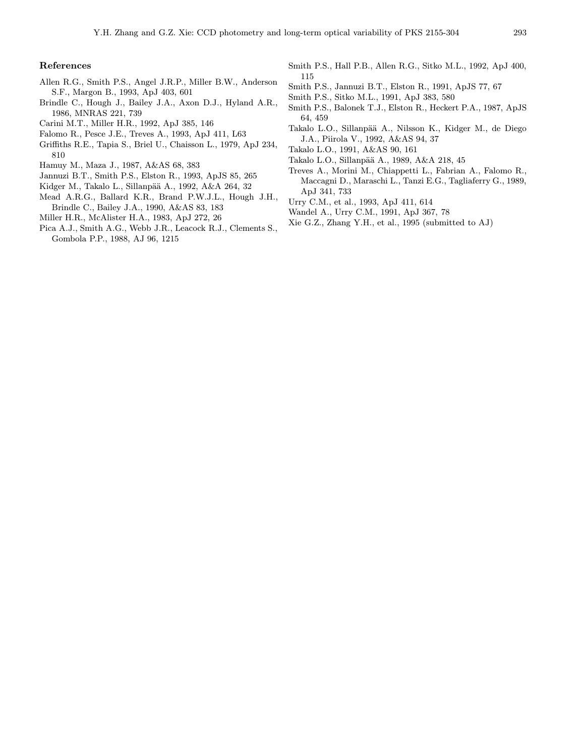## References

Allen R.G., Smith P.S., Angel J.R.P., Miller B.W., Anderson S.F., Margon B., 1993, ApJ 403, 601

Brindle C., Hough J., Bailey J.A., Axon D.J., Hyland A.R., 1986, MNRAS 221, 739

Carini M.T., Miller H.R., 1992, ApJ 385, 146

Falomo R., Pesce J.E., Treves A., 1993, ApJ 411, L63

Griffiths R.E., Tapia S., Briel U., Chaisson L., 1979, ApJ 234, 810

Hamuy M., Maza J., 1987, A&AS 68, 383

Jannuzi B.T., Smith P.S., Elston R., 1993, ApJS 85, 265

Kidger M., Takalo L., Sillanpää A., 1992, A&A 264, 32

Mead A.R.G., Ballard K.R., Brand P.W.J.L., Hough J.H., Brindle C., Bailey J.A., 1990, A&AS 83, 183

Miller H.R., McAlister H.A., 1983, ApJ 272, 26

Pica A.J., Smith A.G., Webb J.R., Leacock R.J., Clements S., Gombola P.P., 1988, AJ 96, 1215

Smith P.S., Hall P.B., Allen R.G., Sitko M.L., 1992, ApJ 400, 115

Smith P.S., Jannuzi B.T., Elston R., 1991, ApJS 77, 67

Smith P.S., Sitko M.L., 1991, ApJ 383, 580

Smith P.S., Balonek T.J., Elston R., Heckert P.A., 1987, ApJS 64, 459

Takalo L.O., Sillanpää A., Nilsson K., Kidger M., de Diego J.A., Piirola V., 1992, A&AS 94, 37

Takalo L.O., 1991, A&AS 90, 161

Takalo L.O., Sillanpää A., 1989, A&A 218, 45

Treves A., Morini M., Chiappetti L., Fabrian A., Falomo R., Maccagni D., Maraschi L., Tanzi E.G., Tagliaferry G., 1989, ApJ 341, 733

Urry C.M., et al., 1993, ApJ 411, 614

Wandel A., Urry C.M., 1991, ApJ 367, 78

Xie G.Z., Zhang Y.H., et al., 1995 (submitted to AJ)